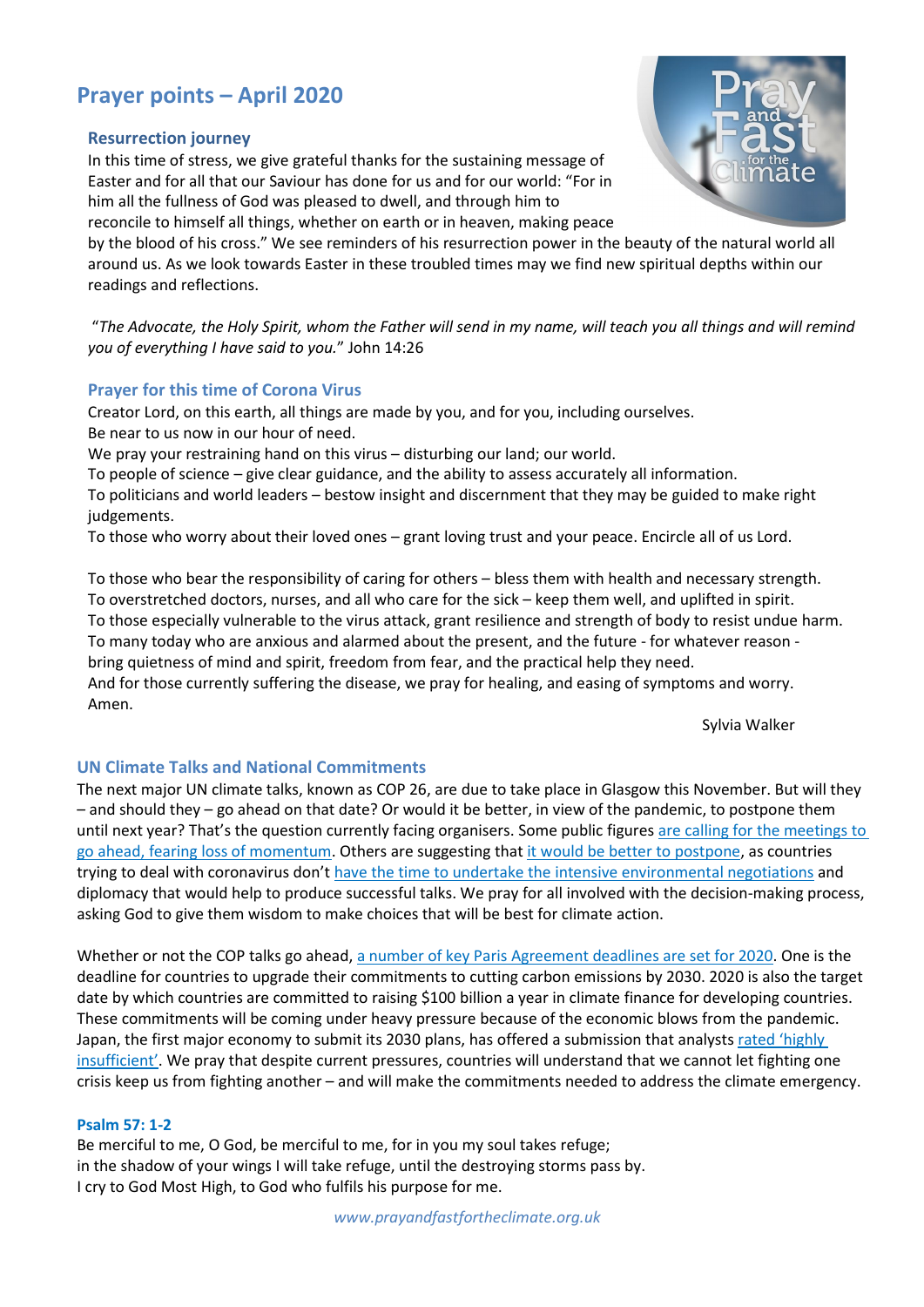# Prayer points – April 2020

### Resurrection journey

In this time of stress, we give grateful thanks for the sustaining message of Easter and for all that our Saviour has done for us and for our world: "For in him all the fullness of God was pleased to dwell, and through him to reconcile to himself all things, whether on earth or in heaven, making peace by the blood of his cross." We see reminders of his resurrection power in the beauty of the natural world all around us. As we look towards Easter in these troubled times may we find new spiritual depths within our readings and reflections.

"*The Advocate, the Holy Spirit, whom the Father will send in my name, will teach you all things and will remind you of everything I have said to you.*" John 14:26

### Prayer for this time of Corona Virus

Creator Lord, on this earth, all things are made by you, and for you, including ourselves.
Be near to us now in our hour of need.
We pray your restraining hand on this virus – disturbing our land; our world.
To people of science – give clear guidance, and the ability to assess accurately all information.
To politicians and world leaders – bestow insight and discernment that they may be guided to make right judgements.
To those who worry about their loved ones – grant loving trust and your peace. Encircle all of us Lord.

To those who bear the responsibility of caring for others – bless them with health and necessary strength.
To overstretched doctors, nurses, and all who care for the sick – keep them well, and uplifted in spirit.
To those especially vulnerable to the virus attack, grant resilience and strength of body to resist undue harm.
To many today who are anxious and alarmed about the present, and the future - for whatever reason - bring quietness of mind and spirit, freedom from fear, and the practical help they need.
And for those currently suffering the disease, we pray for healing, and easing of symptoms and worry.
Amen.

Sylvia Walker

### UN Climate Talks and National Commitments

The next major UN climate talks, known as COP 26, are due to take place in Glasgow this November. But will they – and should they – go ahead on that date? Or would it be better, in view of the pandemic, to postpone them until next year? That's the question currently facing organisers. Some public figures are calling for the meetings to go ahead, fearing loss of momentum. Others are suggesting that it would be better to postpone, as countries trying to deal with coronavirus don't have the time to undertake the intensive environmental negotiations and diplomacy that would help to produce successful talks. We pray for all involved with the decision-making process, asking God to give them wisdom to make choices that will be best for climate action.

Whether or not the COP talks go ahead, a number of key Paris Agreement deadlines are set for 2020. One is the deadline for countries to upgrade their commitments to cutting carbon emissions by 2030. 2020 is also the target date by which countries are committed to raising $100 billion a year in climate finance for developing countries. These commitments will be coming under heavy pressure because of the economic blows from the pandemic. Japan, the first major economy to submit its 2030 plans, has offered a submission that analysts rated 'highly insufficient'. We pray that despite current pressures, countries will understand that we cannot let fighting one crisis keep us from fighting another – and will make the commitments needed to address the climate emergency.

#### Psalm 57: 1-2

Be merciful to me, O God, be merciful to me, for in you my soul takes refuge;
in the shadow of your wings I will take refuge, until the destroying storms pass by.
I cry to God Most High, to God who fulfils his purpose for me.

*www.prayandfastfortheclimate.org.uk*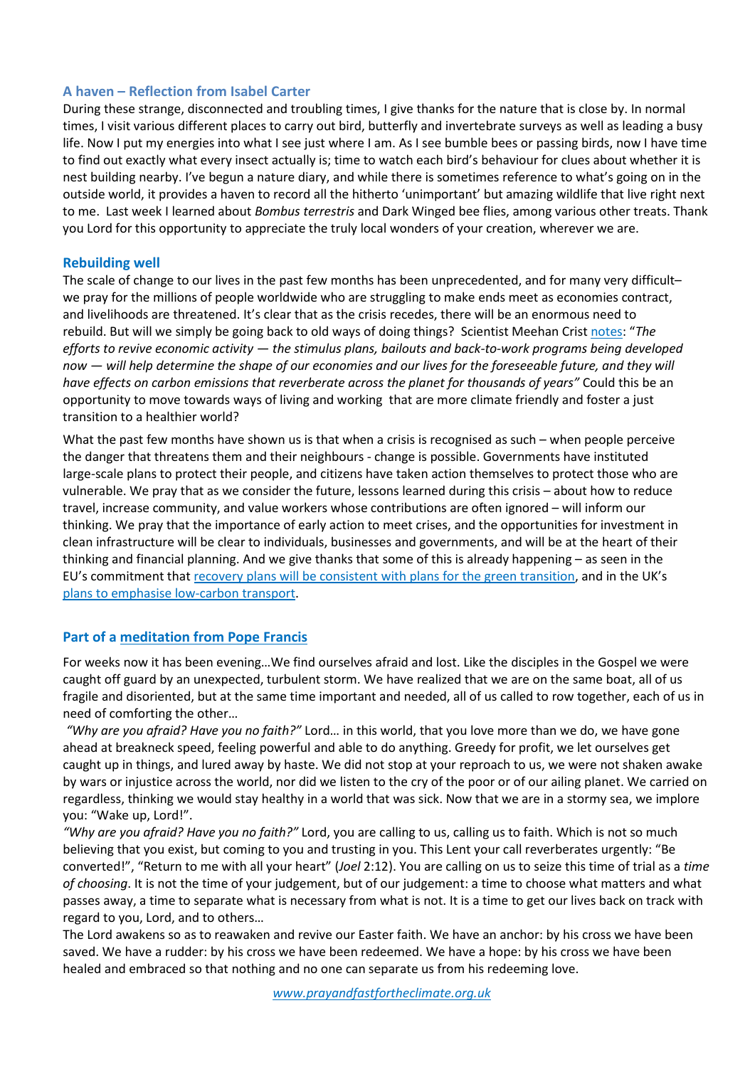### A haven – Reflection from Isabel Carter

During these strange, disconnected and troubling times, I give thanks for the nature that is close by. In normal times, I visit various different places to carry out bird, butterfly and invertebrate surveys as well as leading a busy life. Now I put my energies into what I see just where I am. As I see bumble bees or passing birds, now I have time to find out exactly what every insect actually is; time to watch each bird's behaviour for clues about whether it is nest building nearby. I've begun a nature diary, and while there is sometimes reference to what's going on in the outside world, it provides a haven to record all the hitherto 'unimportant' but amazing wildlife that live right next to me. Last week I learned about *Bombus terrestris* and Dark Winged bee flies, among various other treats. Thank you Lord for this opportunity to appreciate the truly local wonders of your creation, wherever we are.

### Rebuilding well

The scale of change to our lives in the past few months has been unprecedented, and for many very difficult– we pray for the millions of people worldwide who are struggling to make ends meet as economies contract, and livelihoods are threatened. It's clear that as the crisis recedes, there will be an enormous need to rebuild. But will we simply be going back to old ways of doing things? Scientist Meehan Crist notes: "*The efforts to revive economic activity — the stimulus plans, bailouts and back-to-work programs being developed now — will help determine the shape of our economies and our lives for the foreseeable future, and they will have effects on carbon emissions that reverberate across the planet for thousands of years"* Could this be an opportunity to move towards ways of living and working that are more climate friendly and foster a just transition to a healthier world?

What the past few months have shown us is that when a crisis is recognised as such – when people perceive the danger that threatens them and their neighbours - change is possible. Governments have instituted large-scale plans to protect their people, and citizens have taken action themselves to protect those who are vulnerable. We pray that as we consider the future, lessons learned during this crisis – about how to reduce travel, increase community, and value workers whose contributions are often ignored – will inform our thinking. We pray that the importance of early action to meet crises, and the opportunities for investment in clean infrastructure will be clear to individuals, businesses and governments, and will be at the heart of their thinking and financial planning. And we give thanks that some of this is already happening – as seen in the EU's commitment that recovery plans will be consistent with plans for the green transition, and in the UK's plans to emphasise low-carbon transport.

### Part of a meditation from Pope Francis

For weeks now it has been evening…We find ourselves afraid and lost. Like the disciples in the Gospel we were caught off guard by an unexpected, turbulent storm. We have realized that we are on the same boat, all of us fragile and disoriented, but at the same time important and needed, all of us called to row together, each of us in need of comforting the other…

*"Why are you afraid? Have you no faith?"* Lord… in this world, that you love more than we do, we have gone ahead at breakneck speed, feeling powerful and able to do anything. Greedy for profit, we let ourselves get caught up in things, and lured away by haste. We did not stop at your reproach to us, we were not shaken awake by wars or injustice across the world, nor did we listen to the cry of the poor or of our ailing planet. We carried on regardless, thinking we would stay healthy in a world that was sick. Now that we are in a stormy sea, we implore you: "Wake up, Lord!".

*"Why are you afraid? Have you no faith?"* Lord, you are calling to us, calling us to faith. Which is not so much believing that you exist, but coming to you and trusting in you. This Lent your call reverberates urgently: "Be converted!", "Return to me with all your heart" (*Joel* 2:12). You are calling on us to seize this time of trial as a *time of choosing*. It is not the time of your judgement, but of our judgement: a time to choose what matters and what passes away, a time to separate what is necessary from what is not. It is a time to get our lives back on track with regard to you, Lord, and to others…

The Lord awakens so as to reawaken and revive our Easter faith. We have an anchor: by his cross we have been saved. We have a rudder: by his cross we have been redeemed. We have a hope: by his cross we have been healed and embraced so that nothing and no one can separate us from his redeeming love.

*www.prayandfastfortheclimate.org.uk*